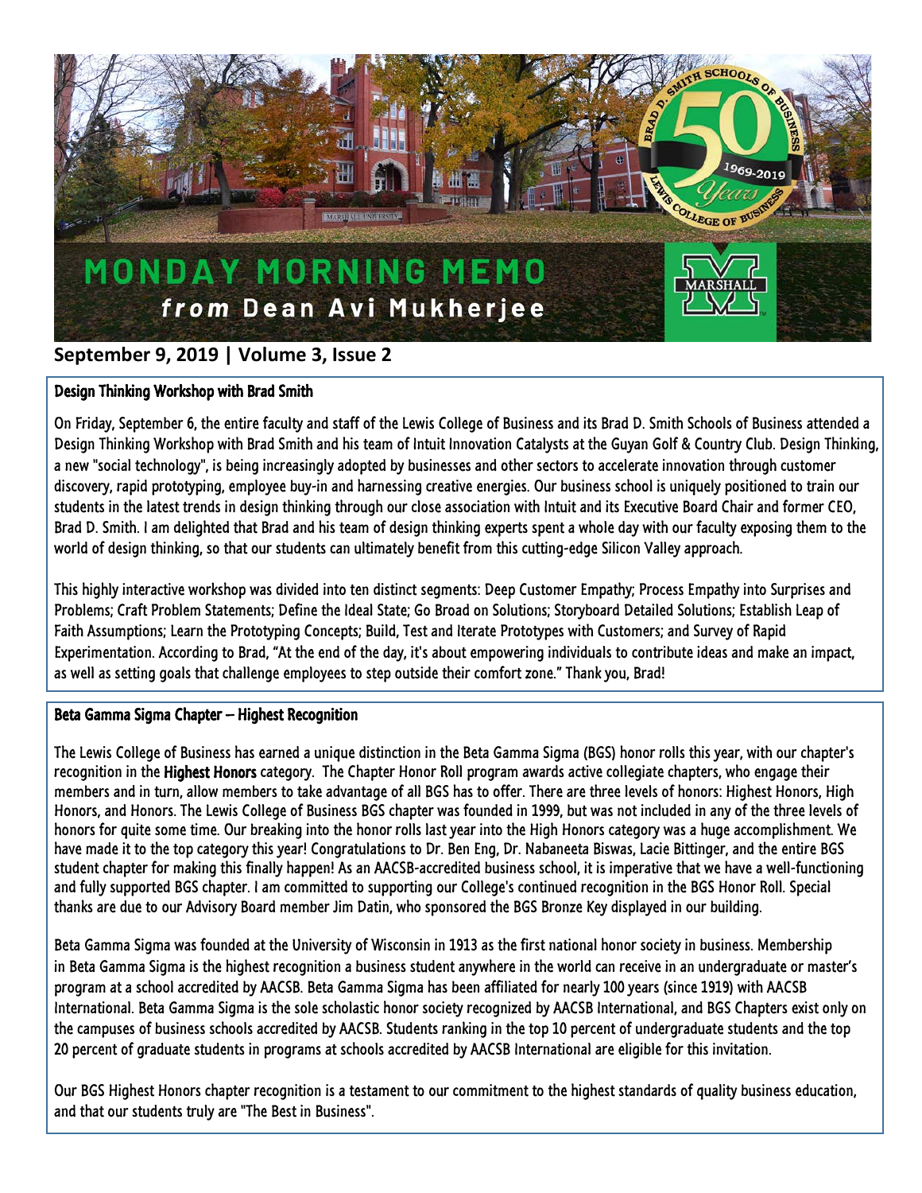# MONDAY MORNING MEMO

*from* **Dean Avi Mukherjee**

**September 9, 2019 | Volume 3, Issue 2**

## Design Thinking Workshop with Brad Smith

On Friday, September 6, the entire faculty and staff of the Lewis College of Business and its Brad D. Smith Schools of Business attended a Design Thinking Workshop with Brad Smith and his team of Intuit Innovation Catalysts at the Guyan Golf & Country Club. Design Thinking, a new "social technology", is being increasingly adopted by businesses and other sectors to accelerate innovation through customer discovery, rapid prototyping, employee buy-in and harnessing creative energies. Our business school is uniquely positioned to train our students in the latest trends in design thinking through our close association with Intuit and its Executive Board Chair and former CEO, Brad D. Smith. I am delighted that Brad and his team of design thinking experts spent a whole day with our faculty exposing them to the world of design thinking, so that our students can ultimately benefit from this cutting-edge Silicon Valley approach.

This highly interactive workshop was divided into ten distinct segments: Deep Customer Empathy; Process Empathy into Surprises and Problems; Craft Problem Statements; Define the Ideal State; Go Broad on Solutions; Storyboard Detailed Solutions; Establish Leap of Faith Assumptions; Learn the Prototyping Concepts; Build, Test and Iterate Prototypes with Customers; and Survey of Rapid Experimentation. According to Brad, "At the end of the day, it's about empowering individuals to contribute ideas and make an impact, as well as setting goals that challenge employees to step outside their comfort zone." Thank you, Brad!

## Beta Gamma Sigma Chapter – Highest Recognition

The Lewis College of Business has earned a unique distinction in the Beta Gamma Sigma (BGS) honor rolls this year, with our chapter's recognition in the **Highest Honors** category. The Chapter Honor Roll program awards active collegiate chapters, who engage their members and in turn, allow members to take advantage of all BGS has to offer. There are three levels of honors: Highest Honors, High Honors, and Honors. The Lewis College of Business BGS chapter was founded in 1999, but was not included in any of the three levels of honors for quite some time. Our breaking into the honor rolls last year into the High Honors category was a huge accomplishment. We have made it to the top category this year! Congratulations to Dr. Ben Eng, Dr. Nabaneeta Biswas, Lacie Bittinger, and the entire BGS student chapter for making this finally happen! As an AACSB-accredited business school, it is imperative that we have a well-functioning and fully supported BGS chapter. I am committed to supporting our College's continued recognition in the BGS Honor Roll. Special thanks are due to our Advisory Board member Jim Datin, who sponsored the BGS Bronze Key displayed in our building.

Beta Gamma Sigma was founded at the University of Wisconsin in 1913 as the first national honor society in business. Membership in Beta Gamma Sigma is the highest recognition a business student anywhere in the world can receive in an undergraduate or master's program at a school accredited by AACSB. Beta Gamma Sigma has been affiliated for nearly 100 years (since 1919) with AACSB International. Beta Gamma Sigma is the sole scholastic honor society recognized by AACSB International, and BGS Chapters exist only on the campuses of business schools accredited by AACSB. Students ranking in the top 10 percent of undergraduate students and the top 20 percent of graduate students in programs at schools accredited by AACSB International are eligible for this invitation.

Our BGS Highest Honors chapter recognition is a testament to our commitment to the highest standards of quality business education, and that our students truly are "The Best in Business".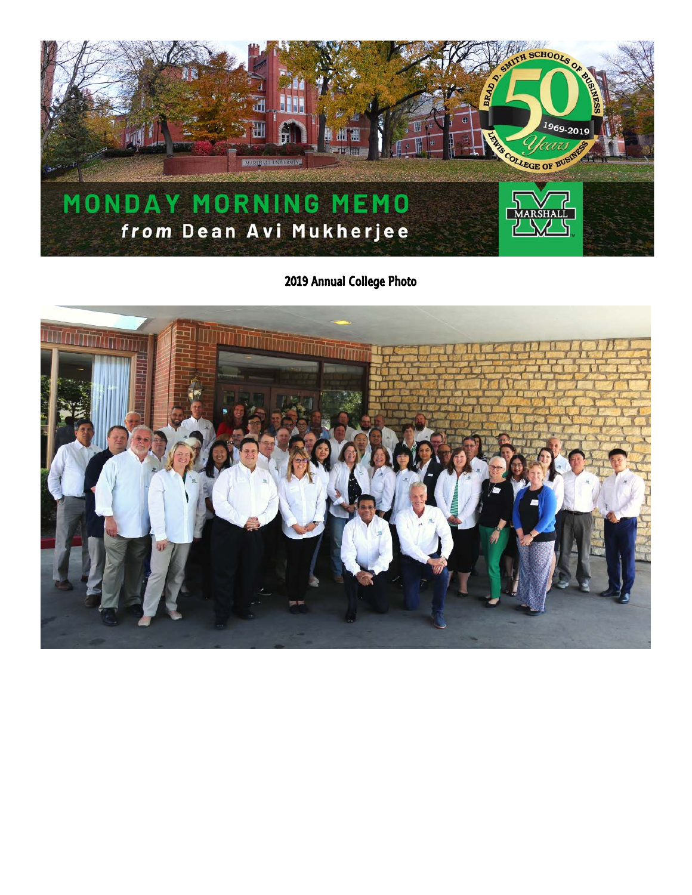# MONDAY MORNING MEMO
***from* Dean Avi Mukherjee**

## 2019 Annual College Photo